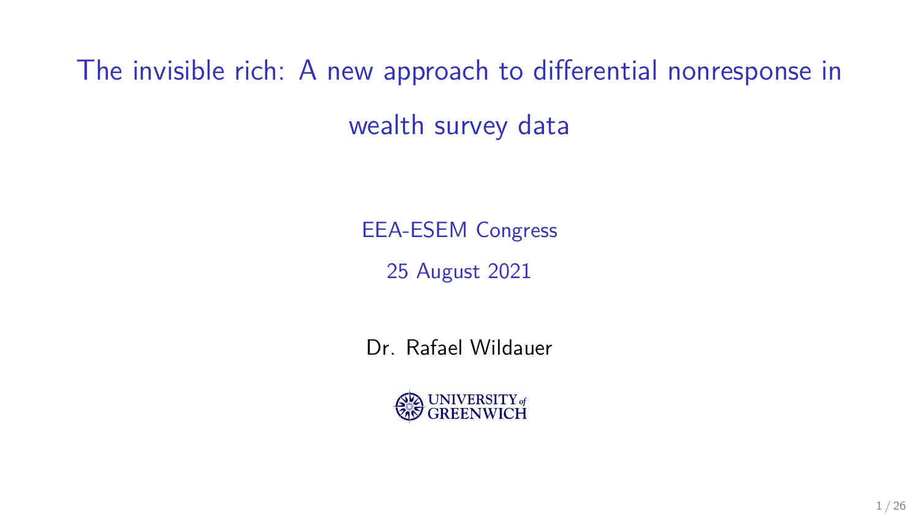# The invisible rich: A new approach to differential nonresponse in wealth survey data

EEA-ESEM Congress

25 August 2021

Dr. Rafael Wildauer

UNIVERSITY of GREENWICH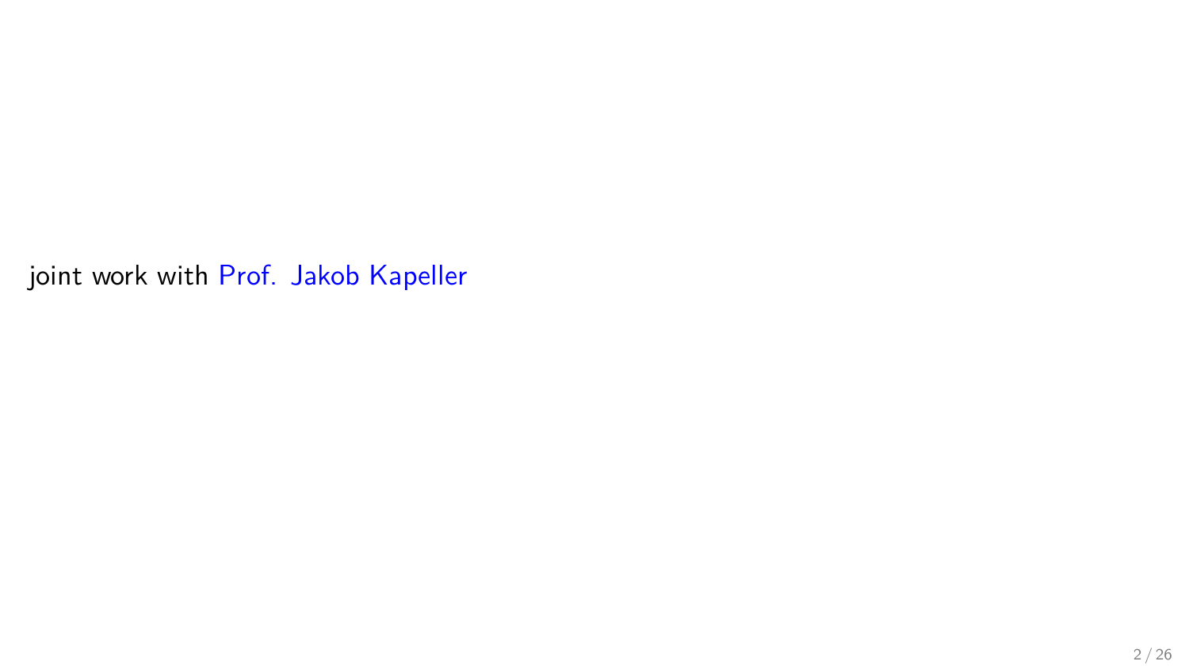joint work with Prof. Jakob Kapeller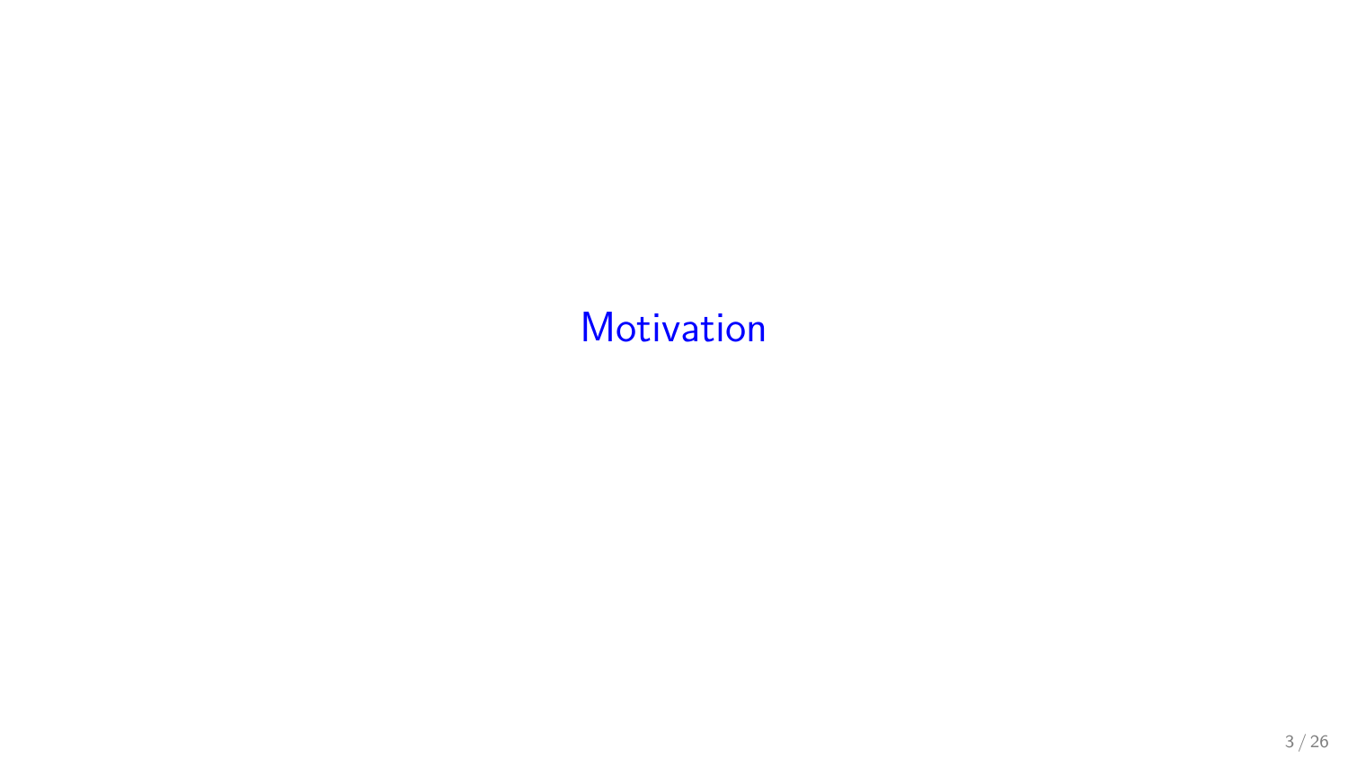# Motivation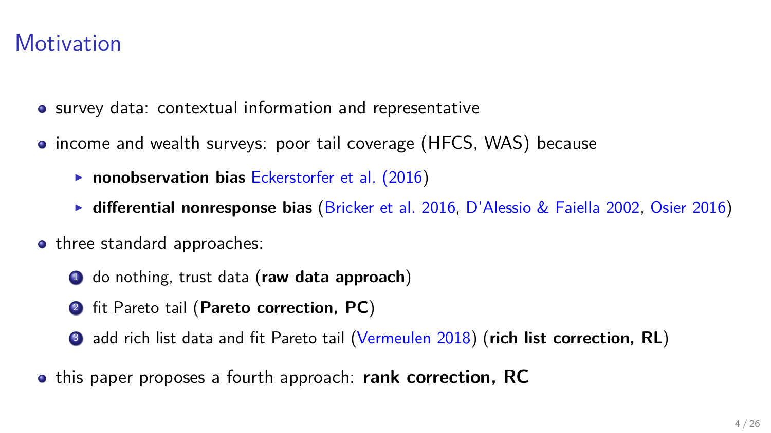# Motivation

- survey data: contextual information and representative
- income and wealth surveys: poor tail coverage (HFCS, WAS) because
  - **nonobservation bias** Eckerstorfer et al. (2016)
  - **differential nonresponse bias** (Bricker et al. 2016, D'Alessio & Faiella 2002, Osier 2016)
- three standard approaches:
  1. do nothing, trust data (**raw data approach**)
  2. fit Pareto tail (**Pareto correction, PC**)
  3. add rich list data and fit Pareto tail (Vermeulen 2018) (**rich list correction, RL**)
- this paper proposes a fourth approach: **rank correction, RC**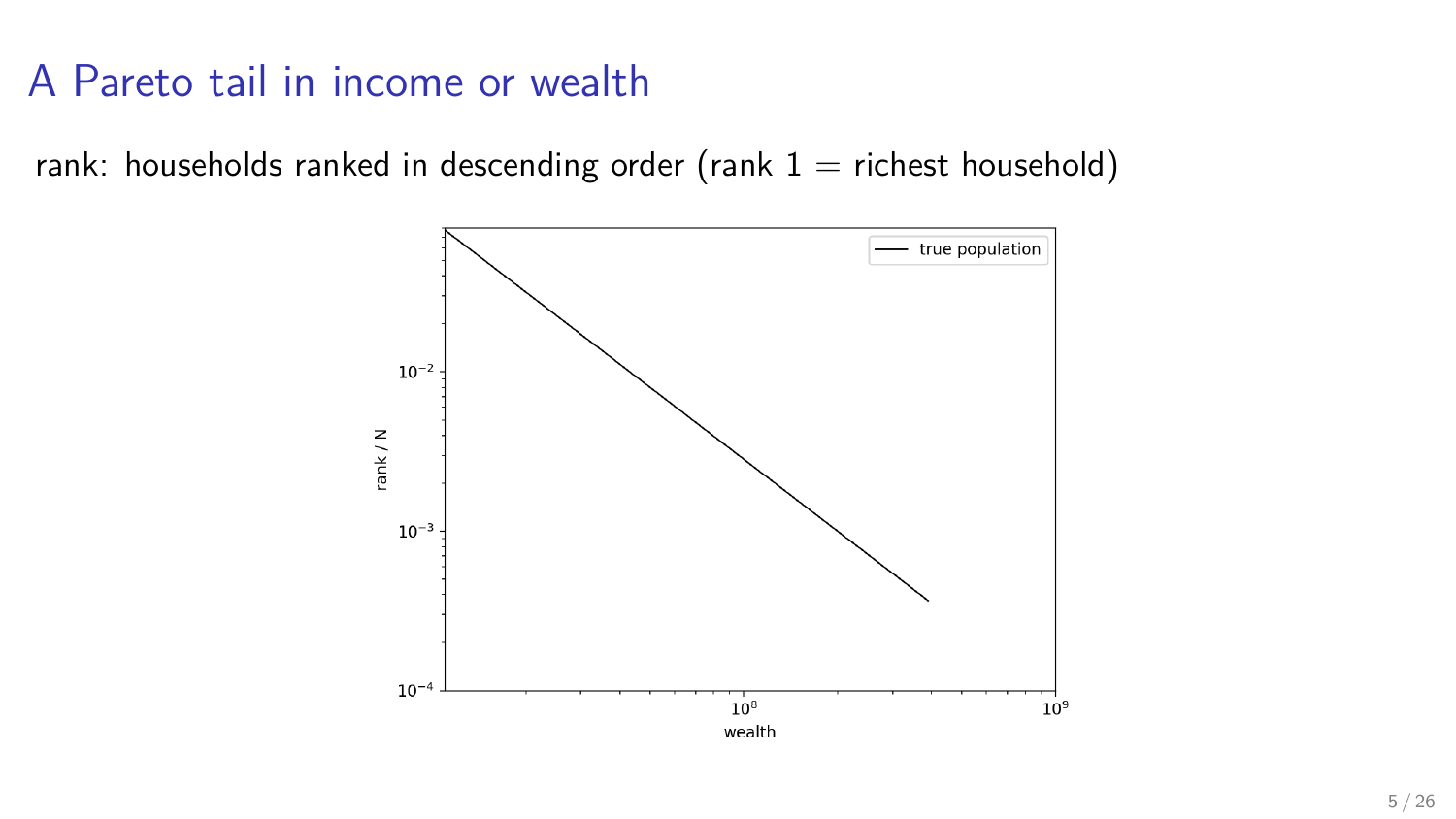# A Pareto tail in income or wealth

rank: households ranked in descending order (rank 1 = richest household)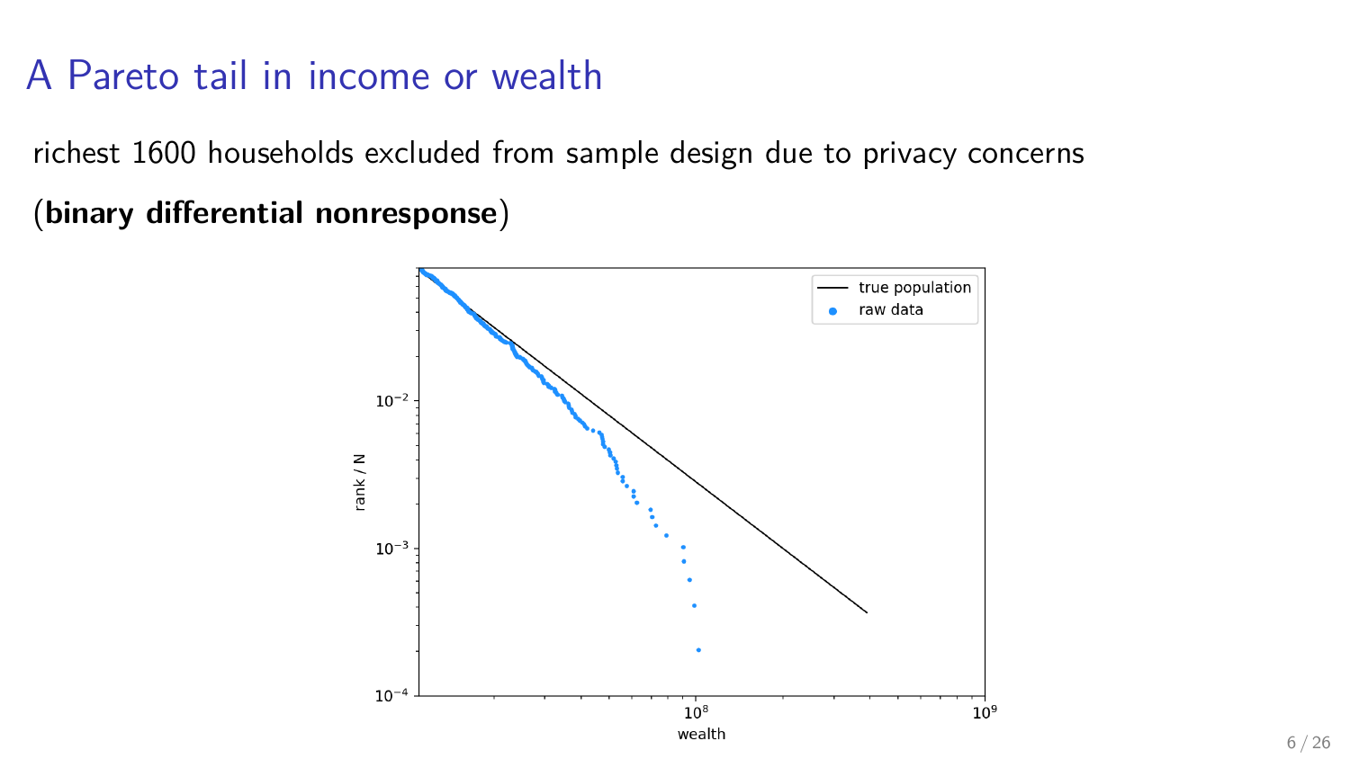# A Pareto tail in income or wealth

richest 1600 households excluded from sample design due to privacy concerns

(**binary differential nonresponse**)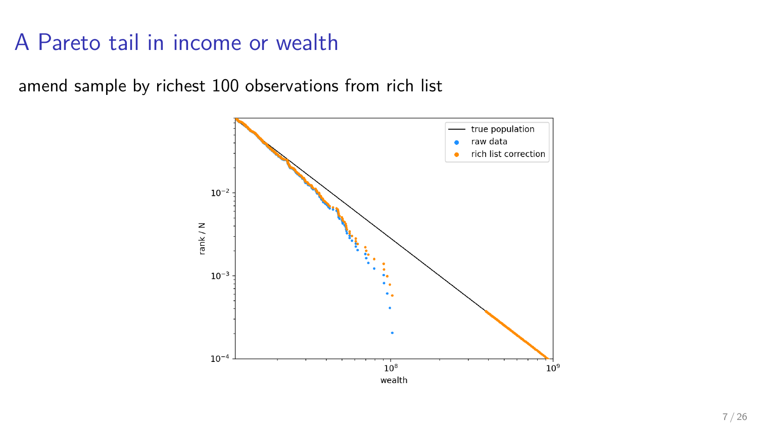# A Pareto tail in income or wealth

amend sample by richest 100 observations from rich list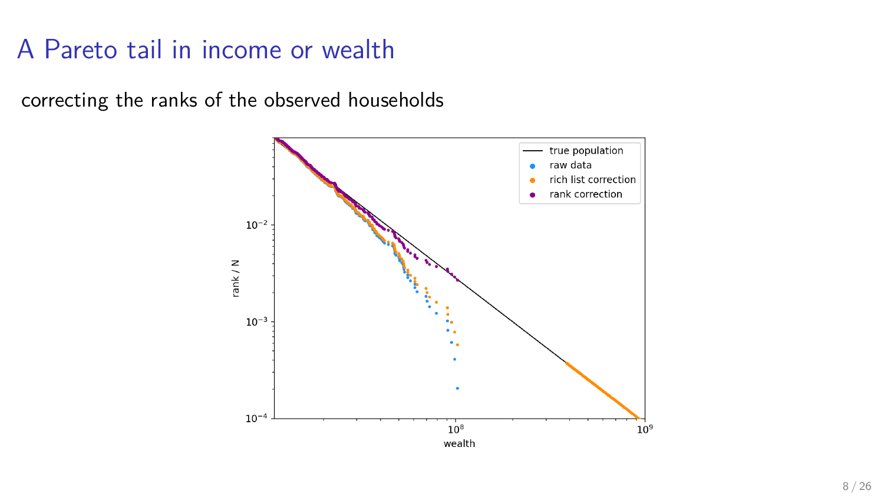# A Pareto tail in income or wealth

correcting the ranks of the observed households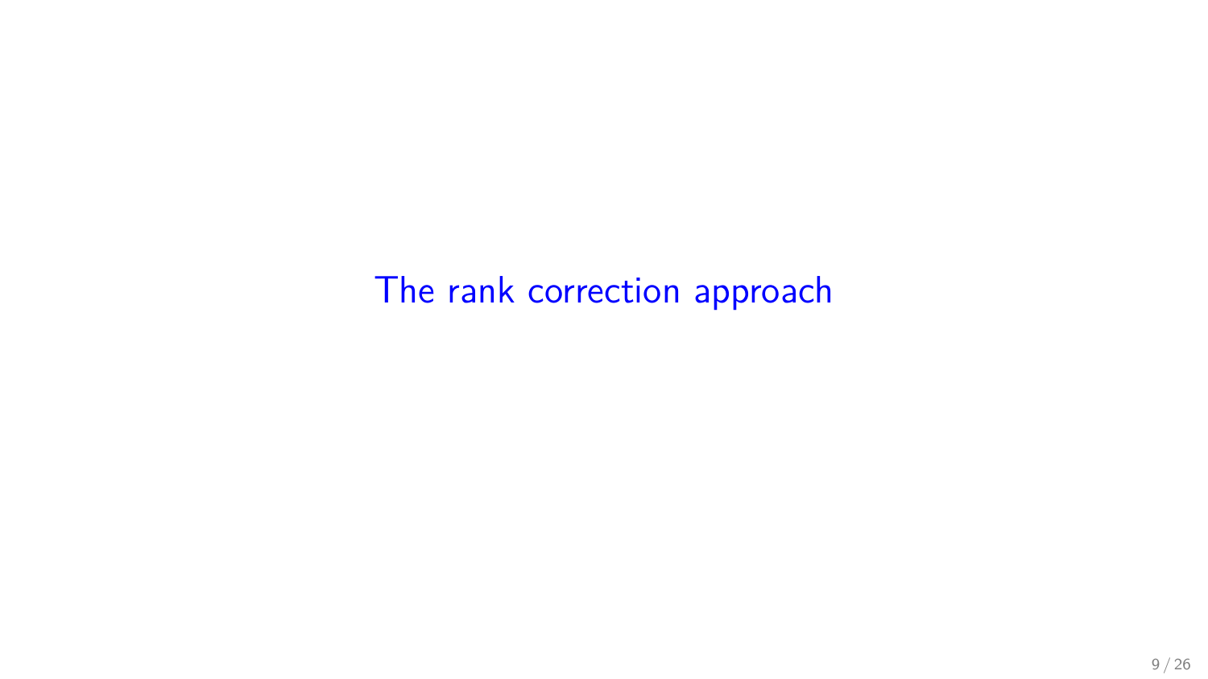# The rank correction approach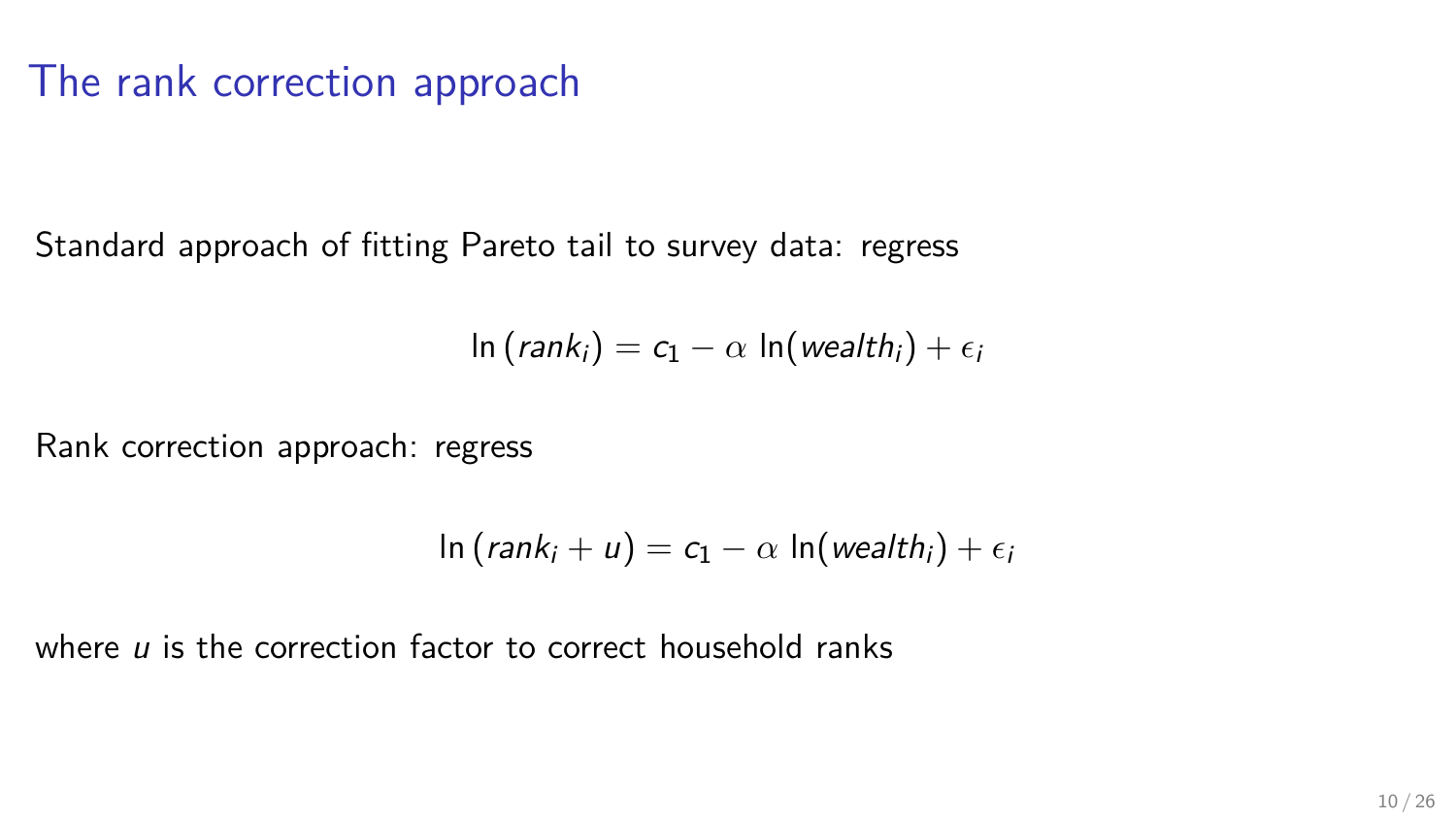# The rank correction approach

Standard approach of fitting Pareto tail to survey data: regress

$$\ln\left(rank_i\right) = c_1 - \alpha \, \ln(wealth_i) + \epsilon_i$$

Rank correction approach: regress

$$\ln\left(rank_i + u\right) = c_1 - \alpha \, \ln(wealth_i) + \epsilon_i$$

where $u$ is the correction factor to correct household ranks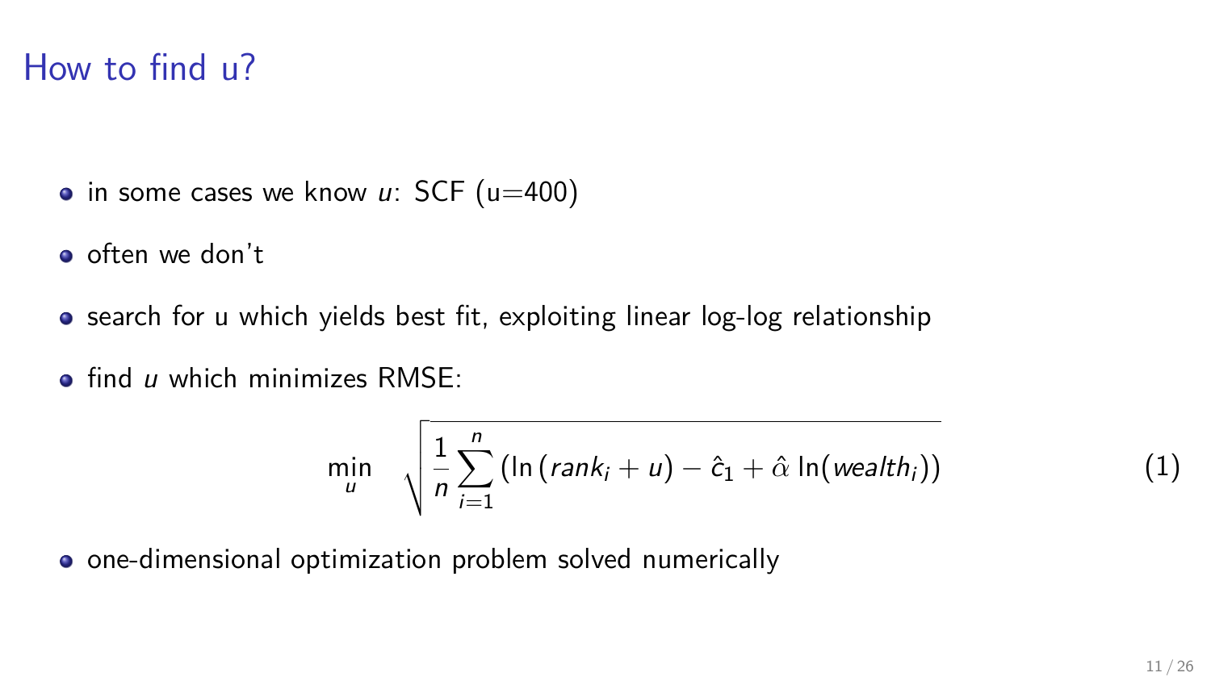# How to find u?

- in some cases we know $u$: SCF (u=400)
- often we don't
- search for u which yields best fit, exploiting linear log-log relationship
- find $u$ which minimizes RMSE:

$$\min_{u} \quad \sqrt{\frac{1}{n} \sum_{i=1}^{n} \left( \ln \left( rank_i + u \right) - \hat{c}_1 + \hat{\alpha} \, \ln(wealth_i) \right)} \tag{1}$$

- one-dimensional optimization problem solved numerically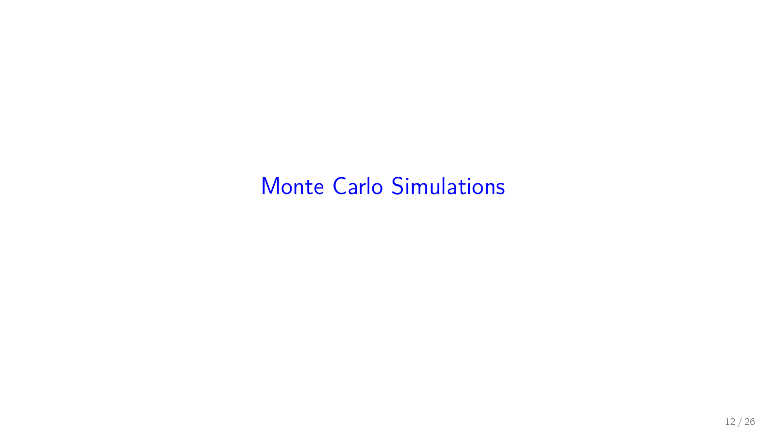# Monte Carlo Simulations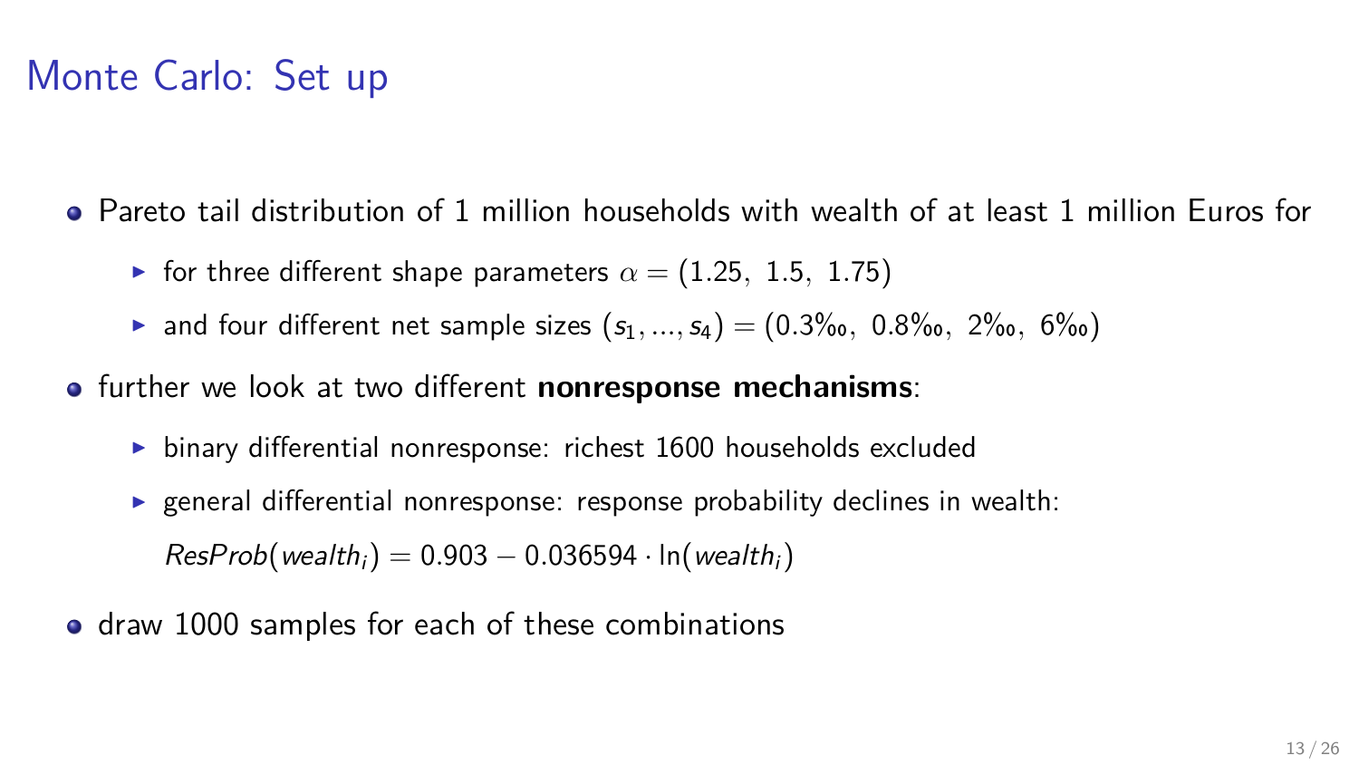# Monte Carlo: Set up

- Pareto tail distribution of 1 million households with wealth of at least 1 million Euros for
  - for three different shape parameters $\alpha = (1.25,\ 1.5,\ 1.75)$
  - and four different net sample sizes $(s_1, ..., s_4) = (0.3‰,\ 0.8‰,\ 2‰,\ 6‰)$
- further we look at two different **nonresponse mechanisms**:
  - binary differential nonresponse: richest 1600 households excluded
  - general differential nonresponse: response probability declines in wealth:

    $ResProb(wealth_i) = 0.903 - 0.036594 \cdot \ln(wealth_i)$
- draw 1000 samples for each of these combinations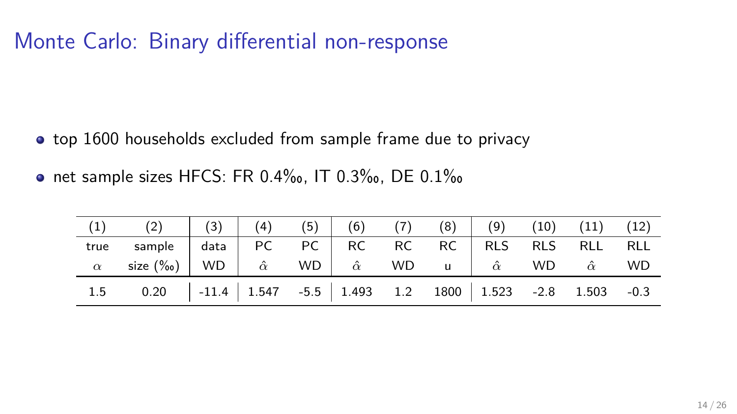# Monte Carlo: Binary differential non-response

- top 1600 households excluded from sample frame due to privacy
- net sample sizes HFCS: FR 0.4‰, IT 0.3‰, DE 0.1‰

| (1) | (2) | (3) | (4) | (5) | (6) | (7) | (8) | (9) | (10) | (11) | (12) |
|---|---|---|---|---|---|---|---|---|---|---|---|
| true | sample | data | PC | PC | RC | RC | RC | RLS | RLS | RLL | RLL |
| $\alpha$ | size (‰) | WD | $\hat{\alpha}$ | WD | $\hat{\alpha}$ | WD | u | $\hat{\alpha}$ | WD | $\hat{\alpha}$ | WD |
| 1.5 | 0.20 | -11.4 | 1.547 | -5.5 | 1.493 | 1.2 | 1800 | 1.523 | -2.8 | 1.503 | -0.3 |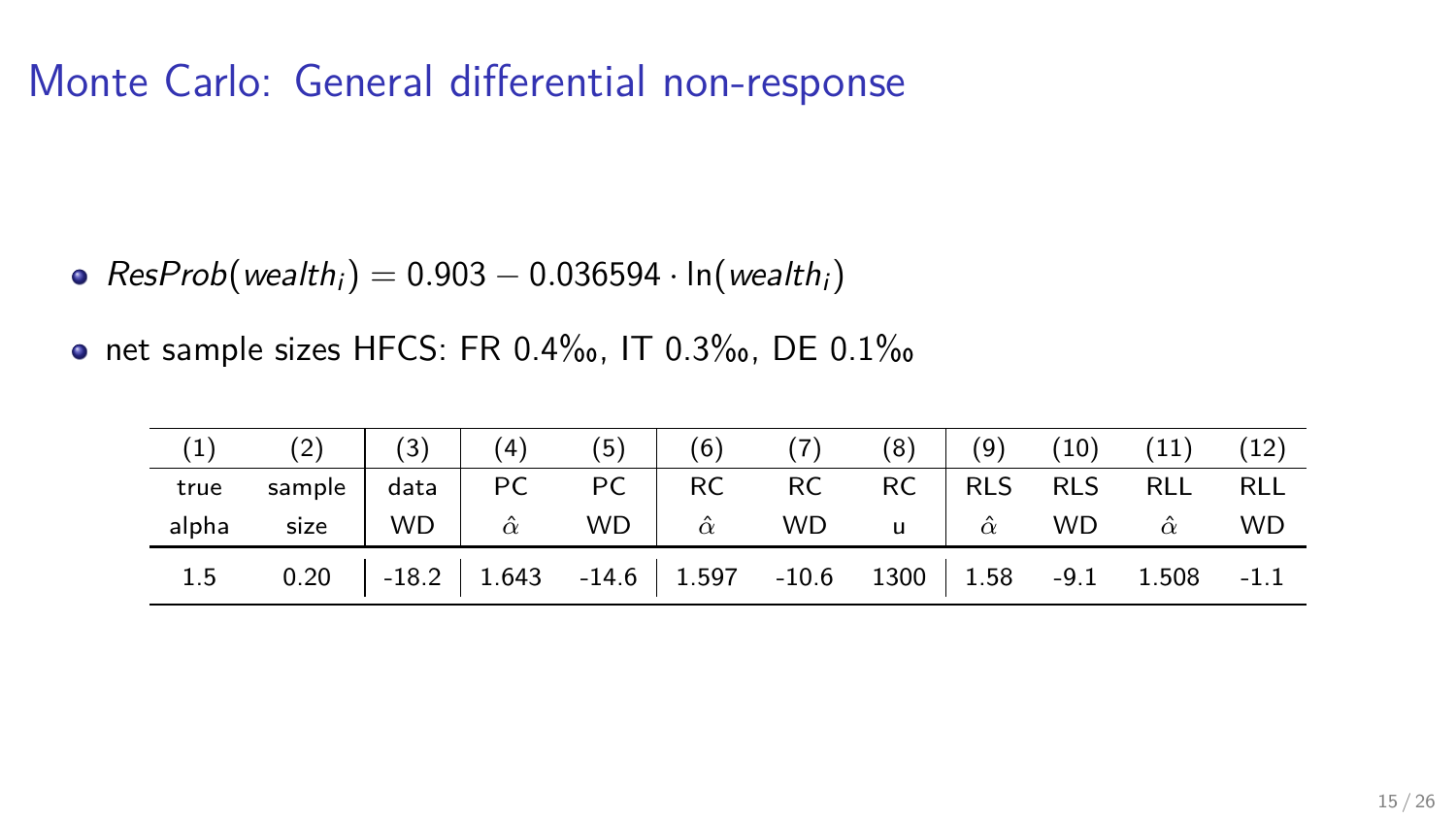# Monte Carlo: General differential non-response

- $ResProb(wealth_i) = 0.903 - 0.036594 \cdot \ln(wealth_i)$
- net sample sizes HFCS: FR 0.4‰, IT 0.3‰, DE 0.1‰

| (1) | (2) | (3) | (4) | (5) | (6) | (7) | (8) | (9) | (10) | (11) | (12) |
|---|---|---|---|---|---|---|---|---|---|---|---|
| true | sample | data | PC | PC | RC | RC | RC | RLS | RLS | RLL | RLL |
| alpha | size | WD | $\hat{\alpha}$ | WD | $\hat{\alpha}$ | WD | u | $\hat{\alpha}$ | WD | $\hat{\alpha}$ | WD |
| 1.5 | 0.20 | -18.2 | 1.643 | -14.6 | 1.597 | -10.6 | 1300 | 1.58 | -9.1 | 1.508 | -1.1 |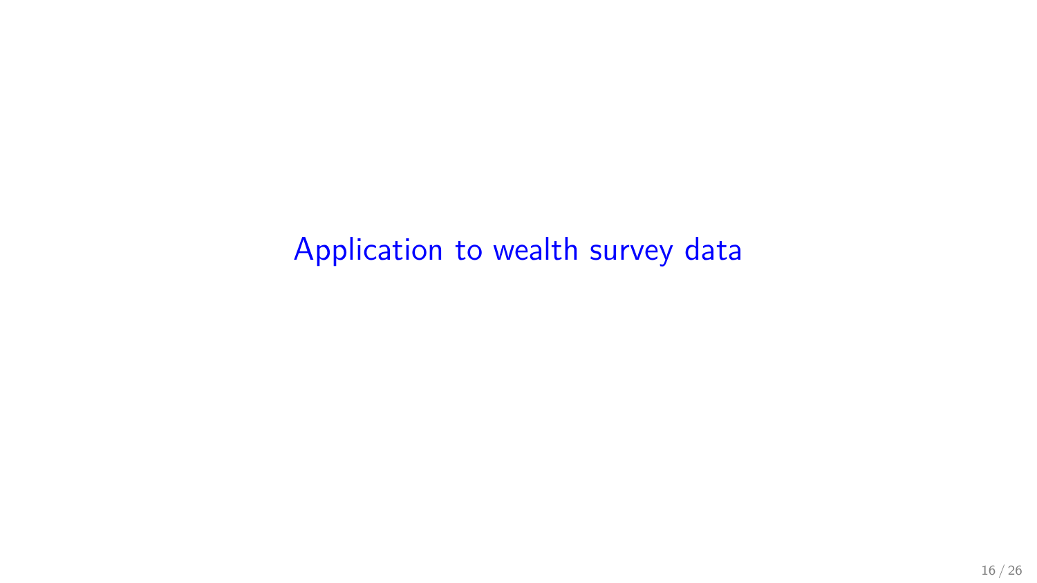# Application to wealth survey data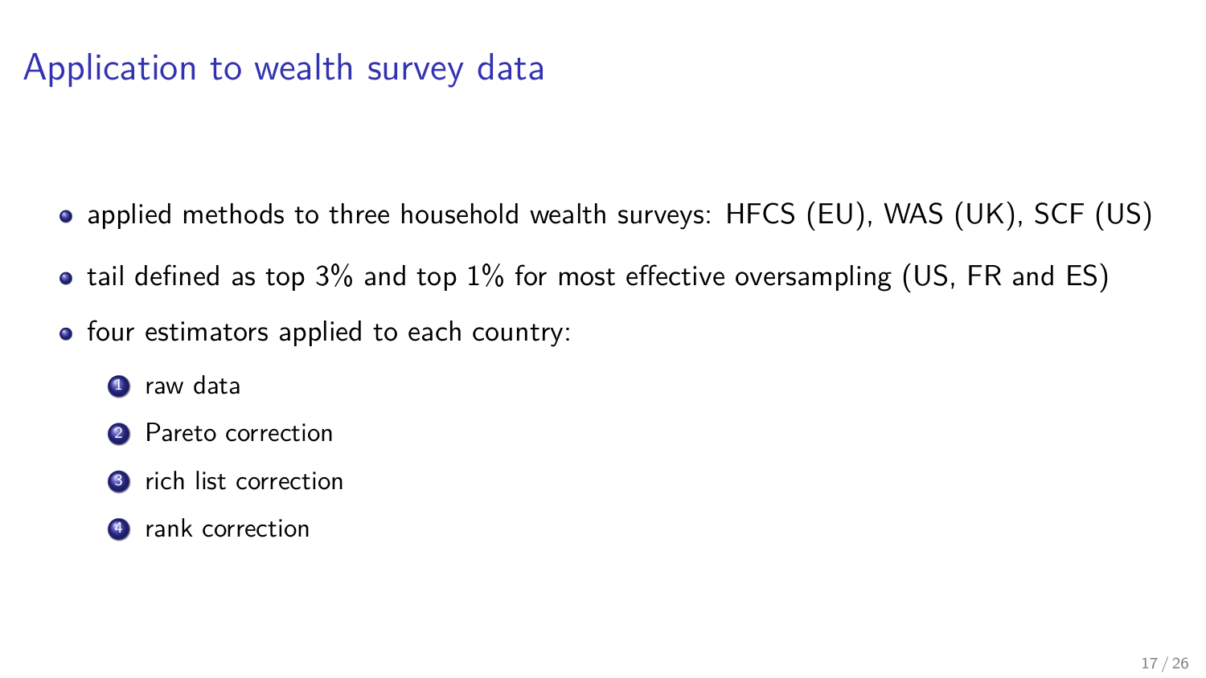# Application to wealth survey data

- applied methods to three household wealth surveys: HFCS (EU), WAS (UK), SCF (US)
- tail defined as top 3% and top 1% for most effective oversampling (US, FR and ES)
- four estimators applied to each country:
  1. raw data
  2. Pareto correction
  3. rich list correction
  4. rank correction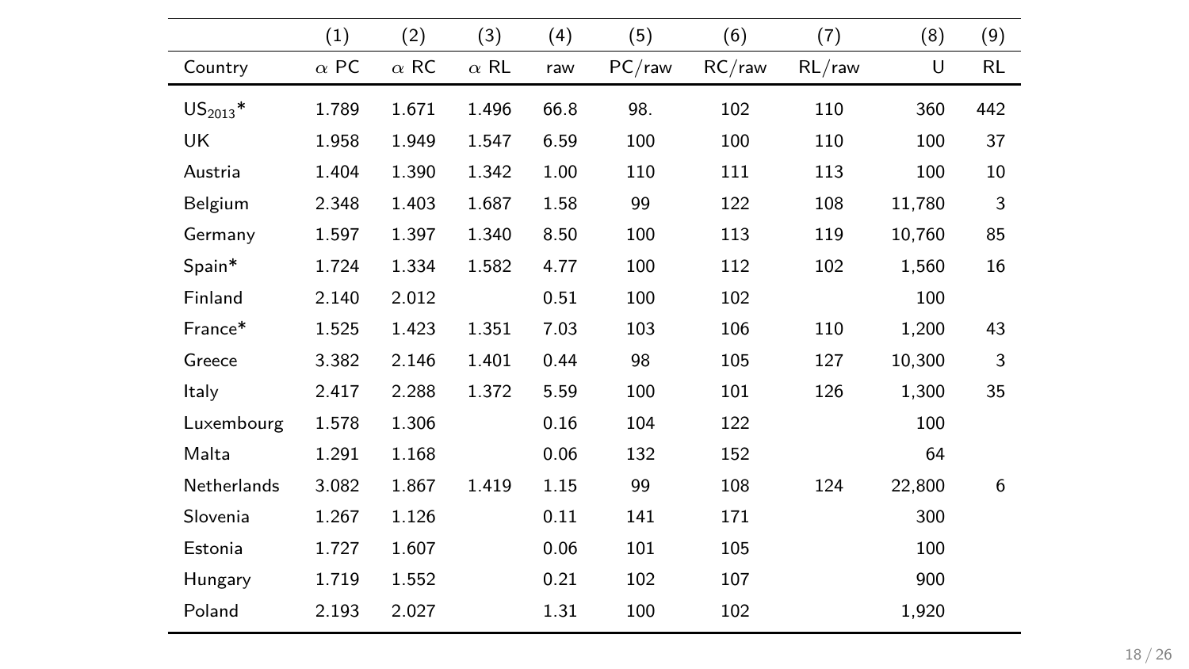| | (1) | (2) | (3) | (4) | (5) | (6) | (7) | (8) | (9) |
|---|---|---|---|---|---|---|---|---|---|
| Country | $\alpha$ PC | $\alpha$ RC | $\alpha$ RL | raw | PC/raw | RC/raw | RL/raw | U | RL |
| $US_{2013}$* | 1.789 | 1.671 | 1.496 | 66.8 | 98. | 102 | 110 | 360 | 442 |
| UK | 1.958 | 1.949 | 1.547 | 6.59 | 100 | 100 | 110 | 100 | 37 |
| Austria | 1.404 | 1.390 | 1.342 | 1.00 | 110 | 111 | 113 | 100 | 10 |
| Belgium | 2.348 | 1.403 | 1.687 | 1.58 | 99 | 122 | 108 | 11,780 | 3 |
| Germany | 1.597 | 1.397 | 1.340 | 8.50 | 100 | 113 | 119 | 10,760 | 85 |
| Spain* | 1.724 | 1.334 | 1.582 | 4.77 | 100 | 112 | 102 | 1,560 | 16 |
| Finland | 2.140 | 2.012 | | 0.51 | 100 | 102 | | 100 | |
| France* | 1.525 | 1.423 | 1.351 | 7.03 | 103 | 106 | 110 | 1,200 | 43 |
| Greece | 3.382 | 2.146 | 1.401 | 0.44 | 98 | 105 | 127 | 10,300 | 3 |
| Italy | 2.417 | 2.288 | 1.372 | 5.59 | 100 | 101 | 126 | 1,300 | 35 |
| Luxembourg | 1.578 | 1.306 | | 0.16 | 104 | 122 | | 100 | |
| Malta | 1.291 | 1.168 | | 0.06 | 132 | 152 | | 64 | |
| Netherlands | 3.082 | 1.867 | 1.419 | 1.15 | 99 | 108 | 124 | 22,800 | 6 |
| Slovenia | 1.267 | 1.126 | | 0.11 | 141 | 171 | | 300 | |
| Estonia | 1.727 | 1.607 | | 0.06 | 101 | 105 | | 100 | |
| Hungary | 1.719 | 1.552 | | 0.21 | 102 | 107 | | 900 | |
| Poland | 2.193 | 2.027 | | 1.31 | 100 | 102 | | 1,920 | |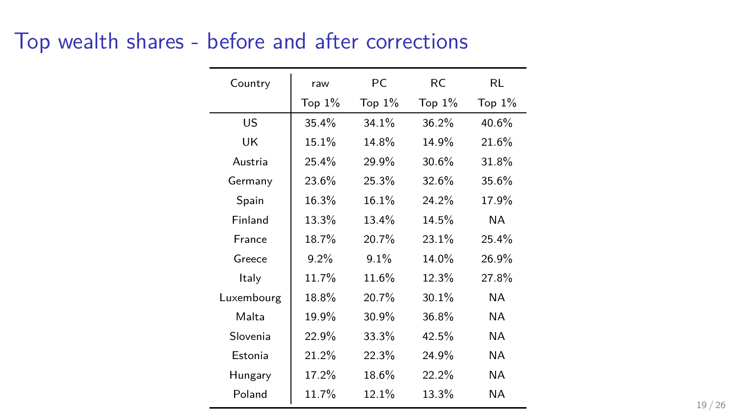# Top wealth shares - before and after corrections

| Country | raw | PC | RC | RL |
|---|---|---|---|---|
| | Top 1% | Top 1% | Top 1% | Top 1% |
| US | 35.4% | 34.1% | 36.2% | 40.6% |
| UK | 15.1% | 14.8% | 14.9% | 21.6% |
| Austria | 25.4% | 29.9% | 30.6% | 31.8% |
| Germany | 23.6% | 25.3% | 32.6% | 35.6% |
| Spain | 16.3% | 16.1% | 24.2% | 17.9% |
| Finland | 13.3% | 13.4% | 14.5% | NA |
| France | 18.7% | 20.7% | 23.1% | 25.4% |
| Greece | 9.2% | 9.1% | 14.0% | 26.9% |
| Italy | 11.7% | 11.6% | 12.3% | 27.8% |
| Luxembourg | 18.8% | 20.7% | 30.1% | NA |
| Malta | 19.9% | 30.9% | 36.8% | NA |
| Slovenia | 22.9% | 33.3% | 42.5% | NA |
| Estonia | 21.2% | 22.3% | 24.9% | NA |
| Hungary | 17.2% | 18.6% | 22.2% | NA |
| Poland | 11.7% | 12.1% | 13.3% | NA |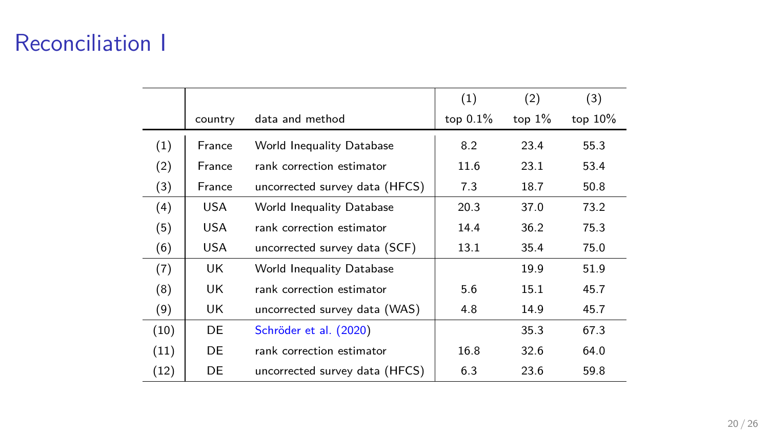# Reconciliation I

| | country | data and method | (1) top 0.1% | (2) top 1% | (3) top 10% |
|---|---|---|---|---|---|
| (1) | France | World Inequality Database | 8.2 | 23.4 | 55.3 |
| (2) | France | rank correction estimator | 11.6 | 23.1 | 53.4 |
| (3) | France | uncorrected survey data (HFCS) | 7.3 | 18.7 | 50.8 |
| (4) | USA | World Inequality Database | 20.3 | 37.0 | 73.2 |
| (5) | USA | rank correction estimator | 14.4 | 36.2 | 75.3 |
| (6) | USA | uncorrected survey data (SCF) | 13.1 | 35.4 | 75.0 |
| (7) | UK | World Inequality Database | | 19.9 | 51.9 |
| (8) | UK | rank correction estimator | 5.6 | 15.1 | 45.7 |
| (9) | UK | uncorrected survey data (WAS) | 4.8 | 14.9 | 45.7 |
| (10) | DE | Schröder et al. (2020) | | 35.3 | 67.3 |
| (11) | DE | rank correction estimator | 16.8 | 32.6 | 64.0 |
| (12) | DE | uncorrected survey data (HFCS) | 6.3 | 23.6 | 59.8 |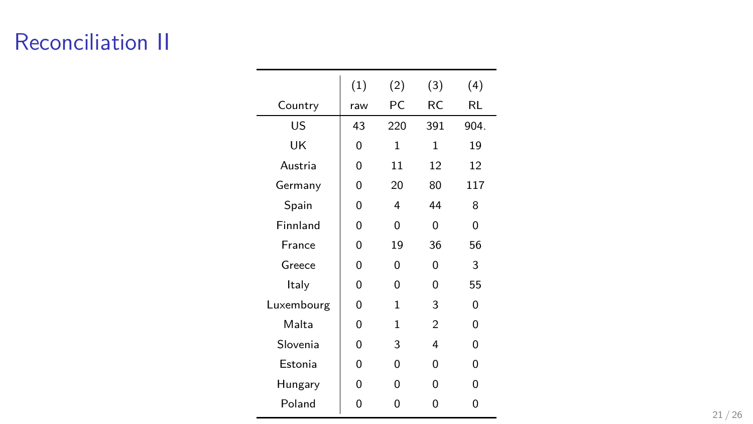# Reconciliation II

| Country | (1) raw | (2) PC | (3) RC | (4) RL |
|---|---|---|---|---|
| US | 43 | 220 | 391 | 904. |
| UK | 0 | 1 | 1 | 19 |
| Austria | 0 | 11 | 12 | 12 |
| Germany | 0 | 20 | 80 | 117 |
| Spain | 0 | 4 | 44 | 8 |
| Finnland | 0 | 0 | 0 | 0 |
| France | 0 | 19 | 36 | 56 |
| Greece | 0 | 0 | 0 | 3 |
| Italy | 0 | 0 | 0 | 55 |
| Luxembourg | 0 | 1 | 3 | 0 |
| Malta | 0 | 1 | 2 | 0 |
| Slovenia | 0 | 3 | 4 | 0 |
| Estonia | 0 | 0 | 0 | 0 |
| Hungary | 0 | 0 | 0 | 0 |
| Poland | 0 | 0 | 0 | 0 |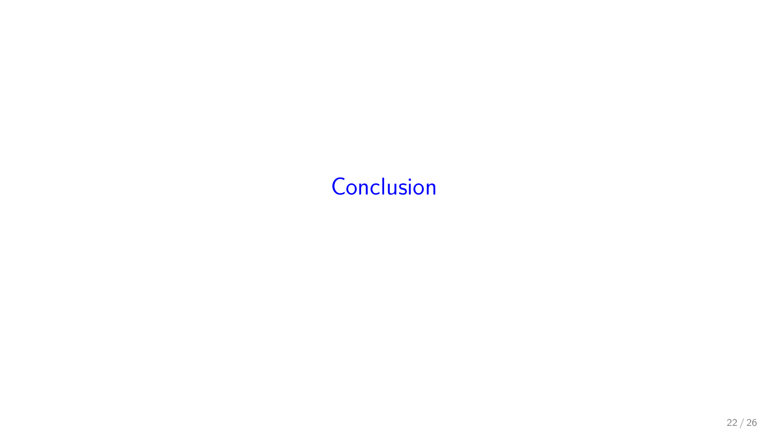# Conclusion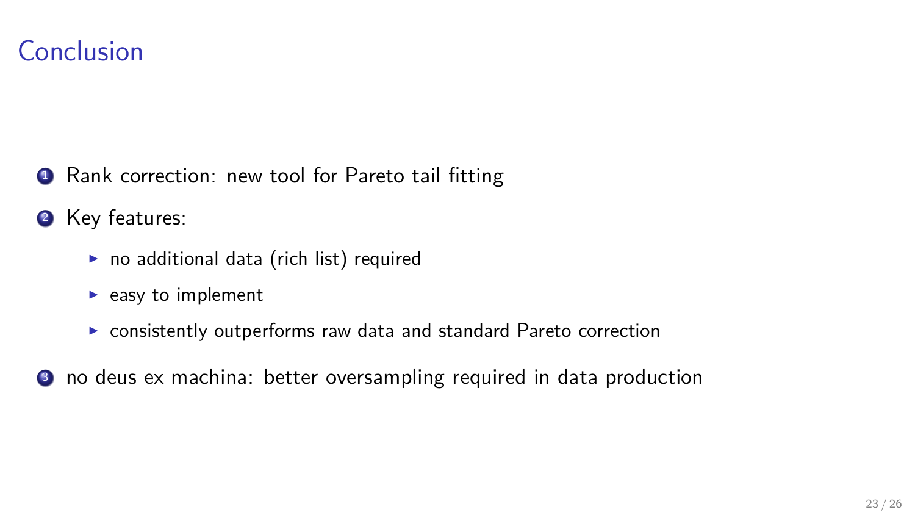# Conclusion

1. Rank correction: new tool for Pareto tail fitting
2. Key features:
   - no additional data (rich list) required
   - easy to implement
   - consistently outperforms raw data and standard Pareto correction
3. no deus ex machina: better oversampling required in data production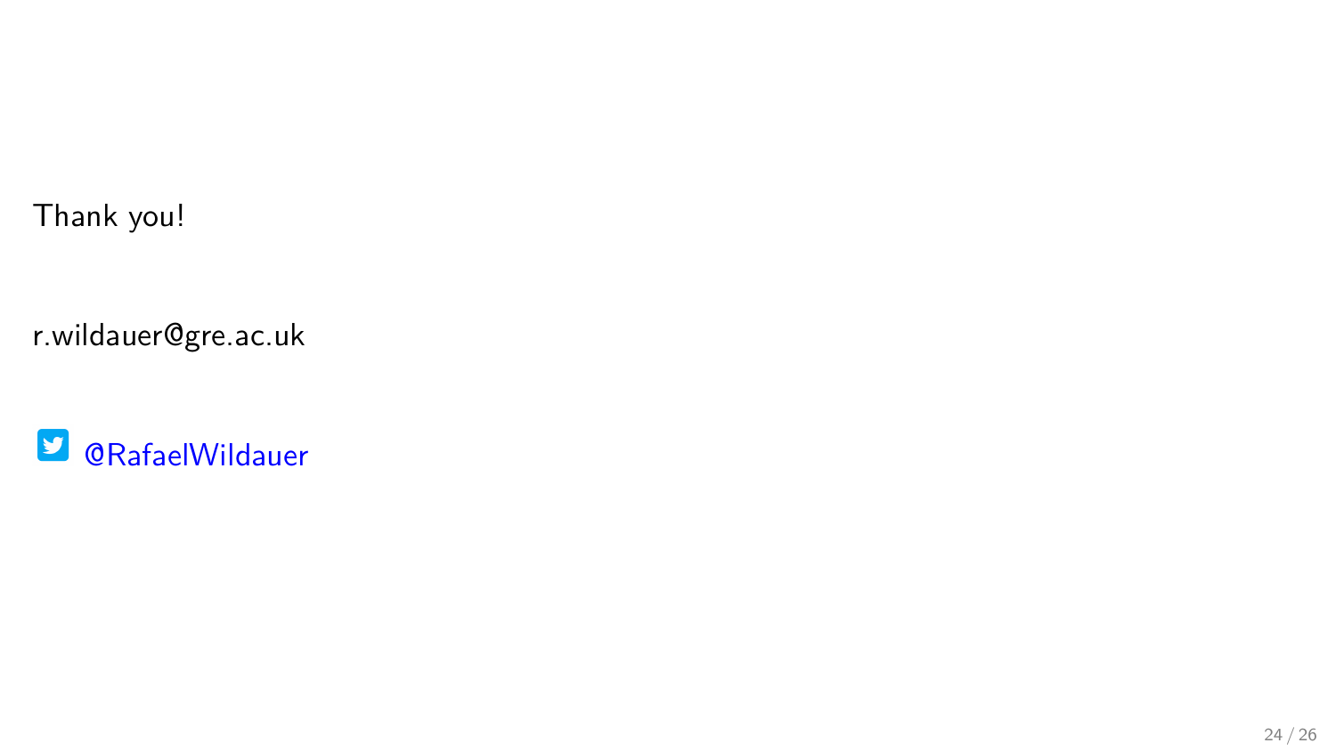Thank you!

r.wildauer@gre.ac.uk

@RafaelWildauer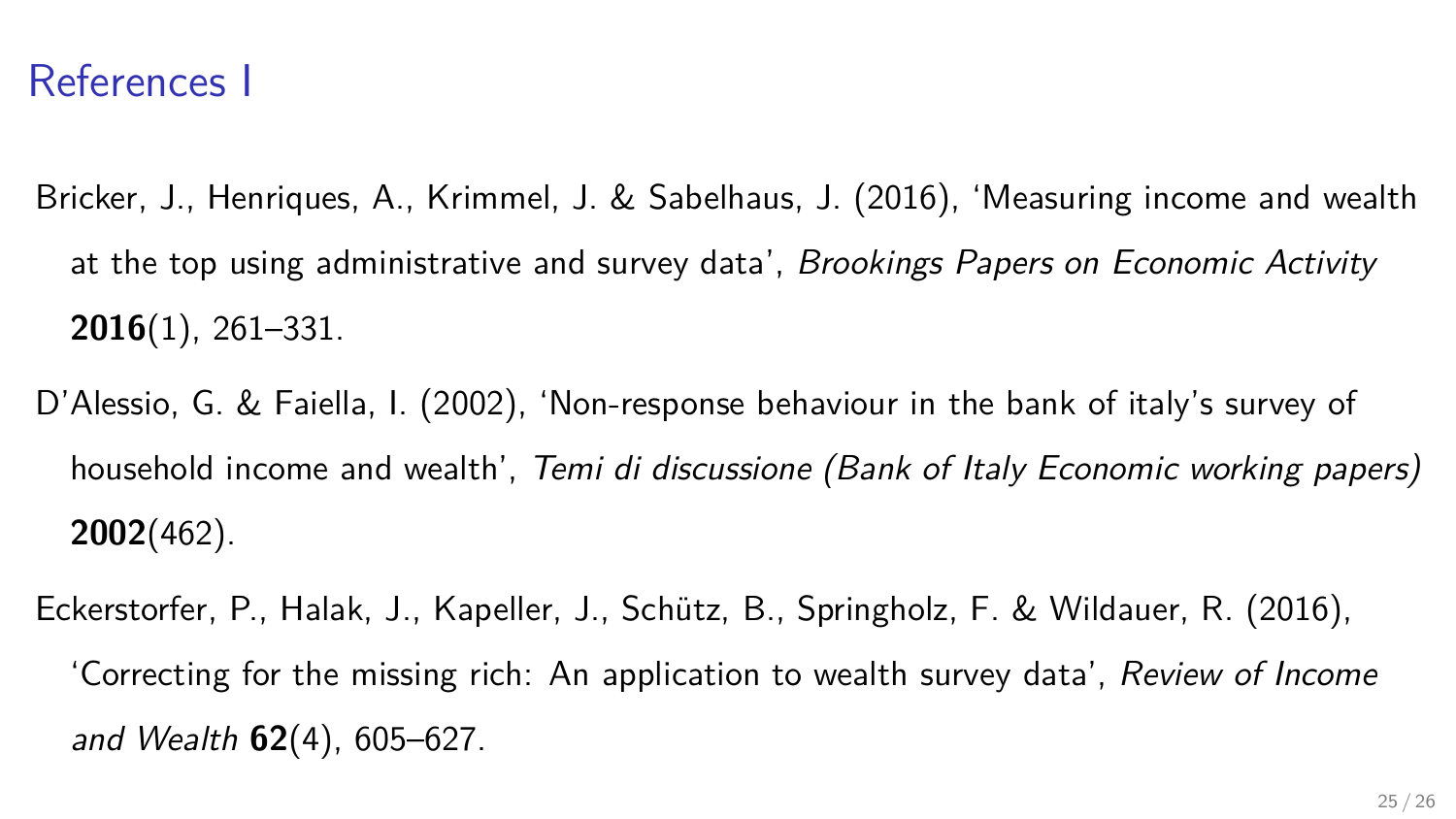# References I

Bricker, J., Henriques, A., Krimmel, J. & Sabelhaus, J. (2016), 'Measuring income and wealth at the top using administrative and survey data', *Brookings Papers on Economic Activity* **2016**(1), 261–331.

D'Alessio, G. & Faiella, I. (2002), 'Non-response behaviour in the bank of italy's survey of household income and wealth', *Temi di discussione (Bank of Italy Economic working papers)* **2002**(462).

Eckerstorfer, P., Halak, J., Kapeller, J., Schütz, B., Springholz, F. & Wildauer, R. (2016), 'Correcting for the missing rich: An application to wealth survey data', *Review of Income and Wealth* **62**(4), 605–627.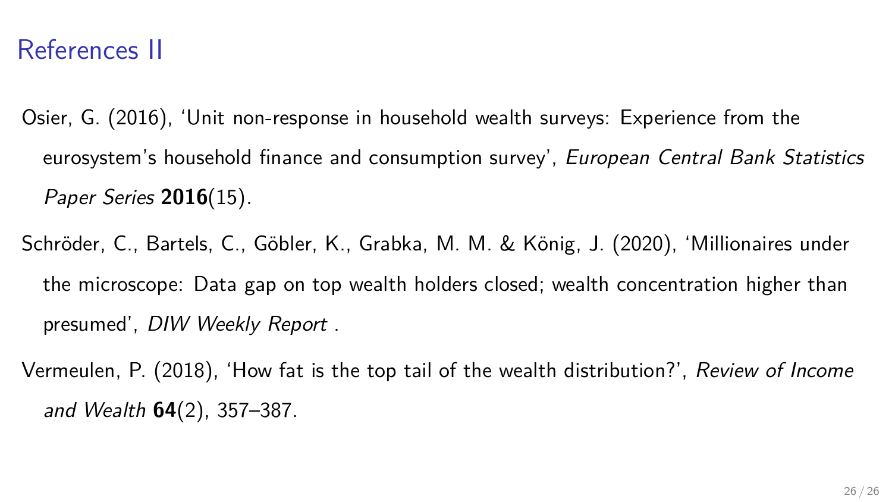# References II

Osier, G. (2016), 'Unit non-response in household wealth surveys: Experience from the eurosystem's household finance and consumption survey', *European Central Bank Statistics Paper Series* **2016**(15).

Schröder, C., Bartels, C., Göbler, K., Grabka, M. M. & König, J. (2020), 'Millionaires under the microscope: Data gap on top wealth holders closed; wealth concentration higher than presumed', *DIW Weekly Report* .

Vermeulen, P. (2018), 'How fat is the top tail of the wealth distribution?', *Review of Income and Wealth* **64**(2), 357–387.